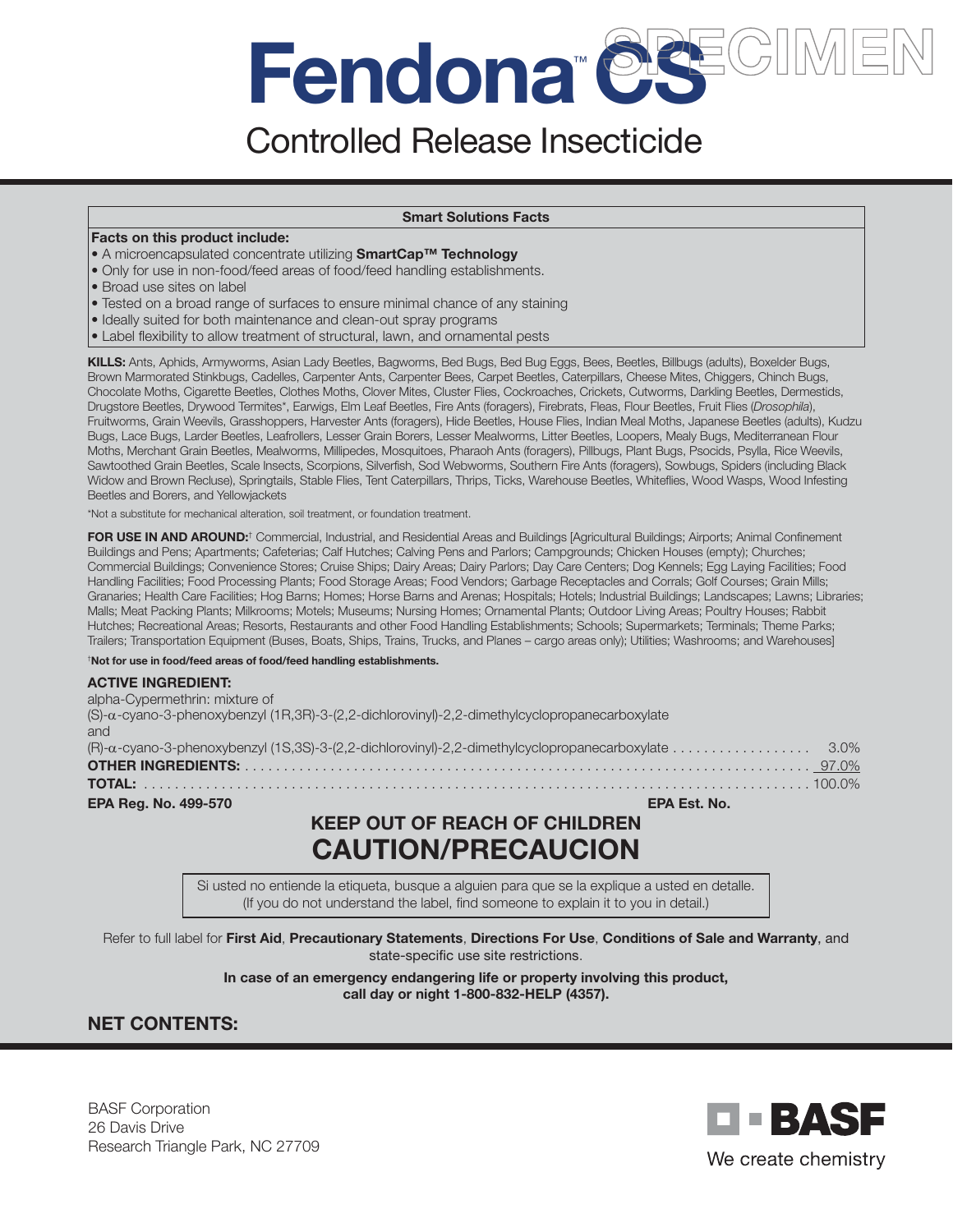# Fendona™ CS

SPECIMEN

## Controlled Release Insecticide

**Smart Solutions Facts**

**Facts on this product include:**

- A microencapsulated concentrate utilizing **SmartCap™ Technology**
- Only for use in non-food/feed areas of food/feed handling establishments.
- Broad use sites on label
- Tested on a broad range of surfaces to ensure minimal chance of any staining
- Ideally suited for both maintenance and clean-out spray programs
- Label flexibility to allow treatment of structural, lawn, and ornamental pests

**KILLS:** Ants, Aphids, Armyworms, Asian Lady Beetles, Bagworms, Bed Bugs, Bed Bug Eggs, Bees, Beetles, Billbugs (adults), Boxelder Bugs, Brown Marmorated Stinkbugs, Cadelles, Carpenter Ants, Carpenter Bees, Carpet Beetles, Caterpillars, Cheese Mites, Chiggers, Chinch Bugs, Chocolate Moths, Cigarette Beetles, Clothes Moths, Clover Mites, Cluster Flies, Cockroaches, Crickets, Cutworms, Darkling Beetles, Dermestids, Drugstore Beetles, Drywood Termites*, Earwigs, Elm Leaf Beetles, Fire Ants (foragers), Firebrats, Fleas, Flour Beetles, Fruit Flies (*Drosophila*), Fruitworms, Grain Weevils, Grasshoppers, Harvester Ants (foragers), Hide Beetles, House Flies, Indian Meal Moths, Japanese Beetles (adults), Kudzu Bugs, Lace Bugs, Larder Beetles, Leafrollers, Lesser Grain Borers, Lesser Mealworms, Litter Beetles, Loopers, Mealy Bugs, Mediterranean Flour Moths, Merchant Grain Beetles, Mealworms, Millipedes, Mosquitoes, Pharaoh Ants (foragers), Pillbugs, Plant Bugs, Psocids, Psylla, Rice Weevils, Sawtoothed Grain Beetles, Scale Insects, Scorpions, Silverfish, Sod Webworms, Southern Fire Ants (foragers), Sowbugs, Spiders (including Black Widow and Brown Recluse), Springtails, Stable Flies, Tent Caterpillars, Thrips, Ticks, Warehouse Beetles, Whiteflies, Wood Wasps, Wood Infesting Beetles and Borers, and Yellowjackets

*Not a substitute for mechanical alteration, soil treatment, or foundation treatment.

**FOR USE IN AND AROUND:**† Commercial, Industrial, and Residential Areas and Buildings [Agricultural Buildings; Airports; Animal Confinement Buildings and Pens; Apartments; Cafeterias; Calf Hutches; Calving Pens and Parlors; Campgrounds; Chicken Houses (empty); Churches; Commercial Buildings; Convenience Stores; Cruise Ships; Dairy Areas; Dairy Parlors; Day Care Centers; Dog Kennels; Egg Laying Facilities; Food Handling Facilities; Food Processing Plants; Food Storage Areas; Food Vendors; Garbage Receptacles and Corrals; Golf Courses; Grain Mills; Granaries; Health Care Facilities; Hog Barns; Homes; Horse Barns and Arenas; Hospitals; Hotels; Industrial Buildings; Landscapes; Lawns; Libraries; Malls; Meat Packing Plants; Milkrooms; Motels; Museums; Nursing Homes; Ornamental Plants; Outdoor Living Areas; Poultry Houses; Rabbit Hutches; Recreational Areas; Resorts, Restaurants and other Food Handling Establishments; Schools; Supermarkets; Terminals; Theme Parks; Trailers; Transportation Equipment (Buses, Boats, Ships, Trains, Trucks, and Planes – cargo areas only); Utilities; Washrooms; and Warehouses]

†**Not for use in food/feed areas of food/feed handling establishments.**

**ACTIVE INGREDIENT:**

alpha-Cypermethrin: mixture of
(S)-α-cyano-3-phenoxybenzyl (1R,3R)-3-(2,2-dichlorovinyl)-2,2-dimethylcyclopropanecarboxylate
and
(R)-α-cyano-3-phenoxybenzyl (1S,3S)-3-(2,2-dichlorovinyl)-2,2-dimethylcyclopropanecarboxylate .................. 3.0%
**OTHER INGREDIENTS:** .......................................................................... 97.0%
**TOTAL:** .......................................................................................... 100.0%

**EPA Reg. No. 499-570** **EPA Est. No.**

## KEEP OUT OF REACH OF CHILDREN
## CAUTION/PRECAUCION

Si usted no entiende la etiqueta, busque a alguien para que se la explique a usted en detalle.
(If you do not understand the label, find someone to explain it to you in detail.)

Refer to full label for **First Aid**, **Precautionary Statements**, **Directions For Use**, **Conditions of Sale and Warranty**, and state-specific use site restrictions.

**In case of an emergency endangering life or property involving this product, call day or night 1-800-832-HELP (4357).**

**NET CONTENTS:**

BASF Corporation
26 Davis Drive
Research Triangle Park, NC 27709

BASF
We create chemistry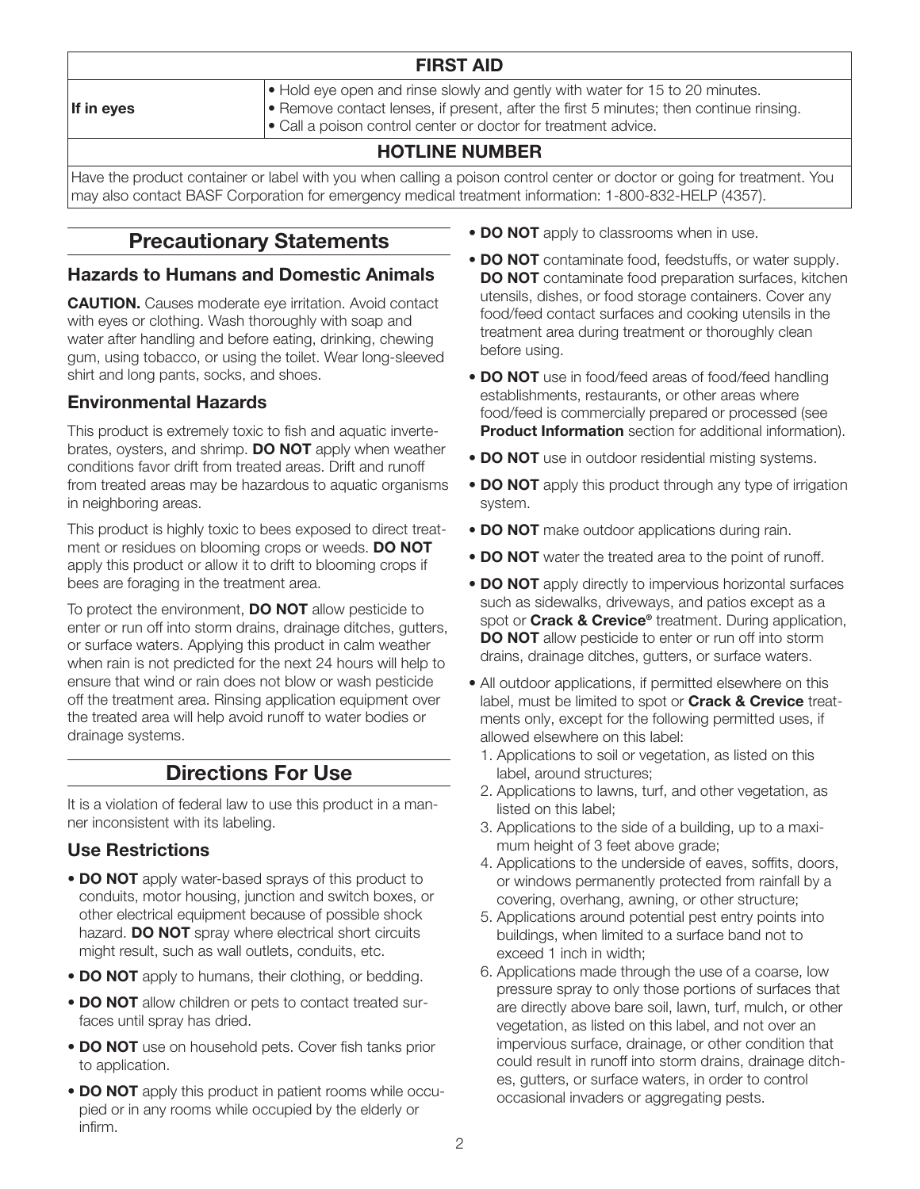| FIRST AID | |
|---|---|
| **If in eyes** | • Hold eye open and rinse slowly and gently with water for 15 to 20 minutes.<br>• Remove contact lenses, if present, after the first 5 minutes; then continue rinsing.<br>• Call a poison control center or doctor for treatment advice. |
| **HOTLINE NUMBER** | |
| Have the product container or label with you when calling a poison control center or doctor or going for treatment. You may also contact BASF Corporation for emergency medical treatment information: 1-800-832-HELP (4357). | |

## Precautionary Statements

### Hazards to Humans and Domestic Animals

**CAUTION.** Causes moderate eye irritation. Avoid contact with eyes or clothing. Wash thoroughly with soap and water after handling and before eating, drinking, chewing gum, using tobacco, or using the toilet. Wear long-sleeved shirt and long pants, socks, and shoes.

### Environmental Hazards

This product is extremely toxic to fish and aquatic invertebrates, oysters, and shrimp. **DO NOT** apply when weather conditions favor drift from treated areas. Drift and runoff from treated areas may be hazardous to aquatic organisms in neighboring areas.

This product is highly toxic to bees exposed to direct treatment or residues on blooming crops or weeds. **DO NOT** apply this product or allow it to drift to blooming crops if bees are foraging in the treatment area.

To protect the environment, **DO NOT** allow pesticide to enter or run off into storm drains, drainage ditches, gutters, or surface waters. Applying this product in calm weather when rain is not predicted for the next 24 hours will help to ensure that wind or rain does not blow or wash pesticide off the treatment area. Rinsing application equipment over the treated area will help avoid runoff to water bodies or drainage systems.

## Directions For Use

It is a violation of federal law to use this product in a manner inconsistent with its labeling.

### Use Restrictions

- **DO NOT** apply water-based sprays of this product to conduits, motor housing, junction and switch boxes, or other electrical equipment because of possible shock hazard. **DO NOT** spray where electrical short circuits might result, such as wall outlets, conduits, etc.
- **DO NOT** apply to humans, their clothing, or bedding.
- **DO NOT** allow children or pets to contact treated surfaces until spray has dried.
- **DO NOT** use on household pets. Cover fish tanks prior to application.
- **DO NOT** apply this product in patient rooms while occupied or in any rooms while occupied by the elderly or infirm.
- **DO NOT** apply to classrooms when in use.
- **DO NOT** contaminate food, feedstuffs, or water supply. **DO NOT** contaminate food preparation surfaces, kitchen utensils, dishes, or food storage containers. Cover any food/feed contact surfaces and cooking utensils in the treatment area during treatment or thoroughly clean before using.
- **DO NOT** use in food/feed areas of food/feed handling establishments, restaurants, or other areas where food/feed is commercially prepared or processed (see **Product Information** section for additional information).
- **DO NOT** use in outdoor residential misting systems.
- **DO NOT** apply this product through any type of irrigation system.
- **DO NOT** make outdoor applications during rain.
- **DO NOT** water the treated area to the point of runoff.
- **DO NOT** apply directly to impervious horizontal surfaces such as sidewalks, driveways, and patios except as a spot or **Crack & Crevice®** treatment. During application, **DO NOT** allow pesticide to enter or run off into storm drains, drainage ditches, gutters, or surface waters.
- All outdoor applications, if permitted elsewhere on this label, must be limited to spot or **Crack & Crevice** treatments only, except for the following permitted uses, if allowed elsewhere on this label:
  1. Applications to soil or vegetation, as listed on this label, around structures;
  2. Applications to lawns, turf, and other vegetation, as listed on this label;
  3. Applications to the side of a building, up to a maximum height of 3 feet above grade;
  4. Applications to the underside of eaves, soffits, doors, or windows permanently protected from rainfall by a covering, overhang, awning, or other structure;
  5. Applications around potential pest entry points into buildings, when limited to a surface band not to exceed 1 inch in width;
  6. Applications made through the use of a coarse, low pressure spray to only those portions of surfaces that are directly above bare soil, lawn, turf, mulch, or other vegetation, as listed on this label, and not over an impervious surface, drainage, or other condition that could result in runoff into storm drains, drainage ditches, gutters, or surface waters, in order to control occasional invaders or aggregating pests.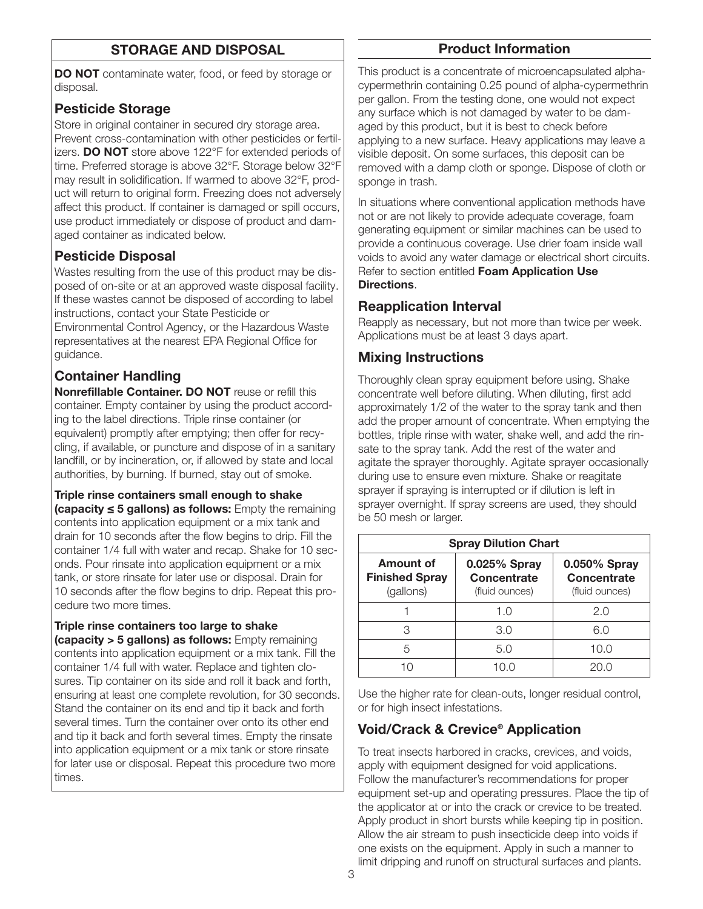## STORAGE AND DISPOSAL

**DO NOT** contaminate water, food, or feed by storage or disposal.

### Pesticide Storage

Store in original container in secured dry storage area. Prevent cross-contamination with other pesticides or fertilizers. **DO NOT** store above 122°F for extended periods of time. Preferred storage is above 32°F. Storage below 32°F may result in solidification. If warmed to above 32°F, product will return to original form. Freezing does not adversely affect this product. If container is damaged or spill occurs, use product immediately or dispose of product and damaged container as indicated below.

### Pesticide Disposal

Wastes resulting from the use of this product may be disposed of on-site or at an approved waste disposal facility. If these wastes cannot be disposed of according to label instructions, contact your State Pesticide or Environmental Control Agency, or the Hazardous Waste representatives at the nearest EPA Regional Office for guidance.

### Container Handling

**Nonrefillable Container. DO NOT** reuse or refill this container. Empty container by using the product according to the label directions. Triple rinse container (or equivalent) promptly after emptying; then offer for recycling, if available, or puncture and dispose of in a sanitary landfill, or by incineration, or, if allowed by state and local authorities, by burning. If burned, stay out of smoke.

**Triple rinse containers small enough to shake (capacity ≤ 5 gallons) as follows:** Empty the remaining contents into application equipment or a mix tank and drain for 10 seconds after the flow begins to drip. Fill the container 1/4 full with water and recap. Shake for 10 seconds. Pour rinsate into application equipment or a mix tank, or store rinsate for later use or disposal. Drain for 10 seconds after the flow begins to drip. Repeat this procedure two more times.

**Triple rinse containers too large to shake (capacity > 5 gallons) as follows:** Empty remaining contents into application equipment or a mix tank. Fill the container 1/4 full with water. Replace and tighten closures. Tip container on its side and roll it back and forth, ensuring at least one complete revolution, for 30 seconds. Stand the container on its end and tip it back and forth several times. Turn the container over onto its other end and tip it back and forth several times. Empty the rinsate into application equipment or a mix tank or store rinsate for later use or disposal. Repeat this procedure two more times.

## Product Information

This product is a concentrate of microencapsulated alpha-cypermethrin containing 0.25 pound of alpha-cypermethrin per gallon. From the testing done, one would not expect any surface which is not damaged by water to be damaged by this product, but it is best to check before applying to a new surface. Heavy applications may leave a visible deposit. On some surfaces, this deposit can be removed with a damp cloth or sponge. Dispose of cloth or sponge in trash.

In situations where conventional application methods have not or are not likely to provide adequate coverage, foam generating equipment or similar machines can be used to provide a continuous coverage. Use drier foam inside wall voids to avoid any water damage or electrical short circuits. Refer to section entitled **Foam Application Use Directions**.

### Reapplication Interval

Reapply as necessary, but not more than twice per week. Applications must be at least 3 days apart.

### Mixing Instructions

Thoroughly clean spray equipment before using. Shake concentrate well before diluting. When diluting, first add approximately 1/2 of the water to the spray tank and then add the proper amount of concentrate. When emptying the bottles, triple rinse with water, shake well, and add the rinsate to the spray tank. Add the rest of the water and agitate the sprayer thoroughly. Agitate sprayer occasionally during use to ensure even mixture. Shake or reagitate sprayer if spraying is interrupted or if dilution is left in sprayer overnight. If spray screens are used, they should be 50 mesh or larger.

| Spray Dilution Chart | | |
|---|---|---|
| **Amount of Finished Spray** (gallons) | **0.025% Spray Concentrate** (fluid ounces) | **0.050% Spray Concentrate** (fluid ounces) |
| 1 | 1.0 | 2.0 |
| 3 | 3.0 | 6.0 |
| 5 | 5.0 | 10.0 |
| 10 | 10.0 | 20.0 |

Use the higher rate for clean-outs, longer residual control, or for high insect infestations.

### Void/Crack & Crevice® Application

To treat insects harbored in cracks, crevices, and voids, apply with equipment designed for void applications. Follow the manufacturer's recommendations for proper equipment set-up and operating pressures. Place the tip of the applicator at or into the crack or crevice to be treated. Apply product in short bursts while keeping tip in position. Allow the air stream to push insecticide deep into voids if one exists on the equipment. Apply in such a manner to limit dripping and runoff on structural surfaces and plants.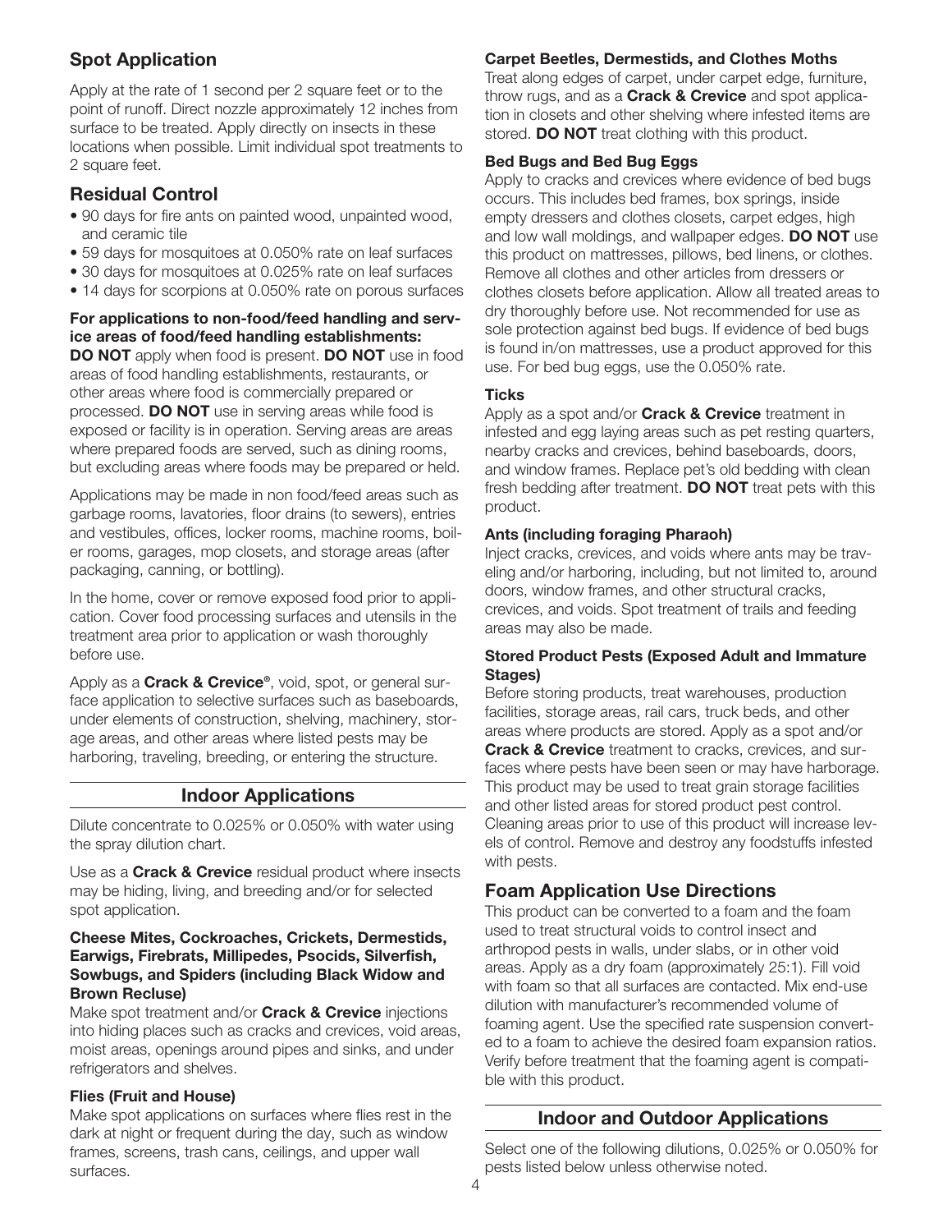## Spot Application

Apply at the rate of 1 second per 2 square feet or to the point of runoff. Direct nozzle approximately 12 inches from surface to be treated. Apply directly on insects in these locations when possible. Limit individual spot treatments to 2 square feet.

## Residual Control

- 90 days for fire ants on painted wood, unpainted wood, and ceramic tile
- 59 days for mosquitoes at 0.050% rate on leaf surfaces
- 30 days for mosquitoes at 0.025% rate on leaf surfaces
- 14 days for scorpions at 0.050% rate on porous surfaces

**For applications to non-food/feed handling and service areas of food/feed handling establishments:**
**DO NOT** apply when food is present. **DO NOT** use in food areas of food handling establishments, restaurants, or other areas where food is commercially prepared or processed. **DO NOT** use in serving areas while food is exposed or facility is in operation. Serving areas are areas where prepared foods are served, such as dining rooms, but excluding areas where foods may be prepared or held.

Applications may be made in non food/feed areas such as garbage rooms, lavatories, floor drains (to sewers), entries and vestibules, offices, locker rooms, machine rooms, boiler rooms, garages, mop closets, and storage areas (after packaging, canning, or bottling).

In the home, cover or remove exposed food prior to application. Cover food processing surfaces and utensils in the treatment area prior to application or wash thoroughly before use.

Apply as a **Crack & Crevice®**, void, spot, or general surface application to selective surfaces such as baseboards, under elements of construction, shelving, machinery, storage areas, and other areas where listed pests may be harboring, traveling, breeding, or entering the structure.

## Indoor Applications

Dilute concentrate to 0.025% or 0.050% with water using the spray dilution chart.

Use as a **Crack & Crevice** residual product where insects may be hiding, living, and breeding and/or for selected spot application.

**Cheese Mites, Cockroaches, Crickets, Dermestids, Earwigs, Firebrats, Millipedes, Psocids, Silverfish, Sowbugs, and Spiders (including Black Widow and Brown Recluse)**
Make spot treatment and/or **Crack & Crevice** injections into hiding places such as cracks and crevices, void areas, moist areas, openings around pipes and sinks, and under refrigerators and shelves.

**Flies (Fruit and House)**
Make spot applications on surfaces where flies rest in the dark at night or frequent during the day, such as window frames, screens, trash cans, ceilings, and upper wall surfaces.

**Carpet Beetles, Dermestids, and Clothes Moths**
Treat along edges of carpet, under carpet edge, furniture, throw rugs, and as a **Crack & Crevice** and spot application in closets and other shelving where infested items are stored. **DO NOT** treat clothing with this product.

**Bed Bugs and Bed Bug Eggs**
Apply to cracks and crevices where evidence of bed bugs occurs. This includes bed frames, box springs, inside empty dressers and clothes closets, carpet edges, high and low wall moldings, and wallpaper edges. **DO NOT** use this product on mattresses, pillows, bed linens, or clothes. Remove all clothes and other articles from dressers or clothes closets before application. Allow all treated areas to dry thoroughly before use. Not recommended for use as sole protection against bed bugs. If evidence of bed bugs is found in/on mattresses, use a product approved for this use. For bed bug eggs, use the 0.050% rate.

**Ticks**
Apply as a spot and/or **Crack & Crevice** treatment in infested and egg laying areas such as pet resting quarters, nearby cracks and crevices, behind baseboards, doors, and window frames. Replace pet's old bedding with clean fresh bedding after treatment. **DO NOT** treat pets with this product.

**Ants (including foraging Pharaoh)**
Inject cracks, crevices, and voids where ants may be traveling and/or harboring, including, but not limited to, around doors, window frames, and other structural cracks, crevices, and voids. Spot treatment of trails and feeding areas may also be made.

**Stored Product Pests (Exposed Adult and Immature Stages)**
Before storing products, treat warehouses, production facilities, storage areas, rail cars, truck beds, and other areas where products are stored. Apply as a spot and/or **Crack & Crevice** treatment to cracks, crevices, and surfaces where pests have been seen or may have harborage. This product may be used to treat grain storage facilities and other listed areas for stored product pest control. Cleaning areas prior to use of this product will increase levels of control. Remove and destroy any foodstuffs infested with pests.

## Foam Application Use Directions

This product can be converted to a foam and the foam used to treat structural voids to control insect and arthropod pests in walls, under slabs, or in other void areas. Apply as a dry foam (approximately 25:1). Fill void with foam so that all surfaces are contacted. Mix end-use dilution with manufacturer's recommended volume of foaming agent. Use the specified rate suspension converted to a foam to achieve the desired foam expansion ratios. Verify before treatment that the foaming agent is compatible with this product.

## Indoor and Outdoor Applications

Select one of the following dilutions, 0.025% or 0.050% for pests listed below unless otherwise noted.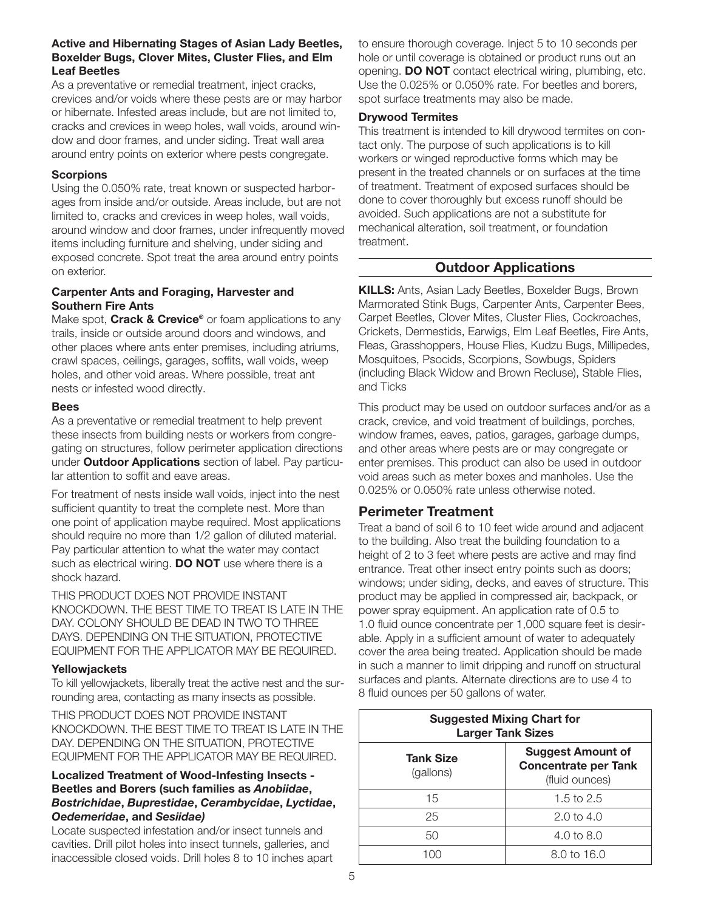**Active and Hibernating Stages of Asian Lady Beetles, Boxelder Bugs, Clover Mites, Cluster Flies, and Elm Leaf Beetles**

As a preventative or remedial treatment, inject cracks, crevices and/or voids where these pests are or may harbor or hibernate. Infested areas include, but are not limited to, cracks and crevices in weep holes, wall voids, around window and door frames, and under siding. Treat wall area around entry points on exterior where pests congregate.

**Scorpions**

Using the 0.050% rate, treat known or suspected harborages from inside and/or outside. Areas include, but are not limited to, cracks and crevices in weep holes, wall voids, around window and door frames, under infrequently moved items including furniture and shelving, under siding and exposed concrete. Spot treat the area around entry points on exterior.

**Carpenter Ants and Foraging, Harvester and Southern Fire Ants**

Make spot, **Crack & Crevice®** or foam applications to any trails, inside or outside around doors and windows, and other places where ants enter premises, including atriums, crawl spaces, ceilings, garages, soffits, wall voids, weep holes, and other void areas. Where possible, treat ant nests or infested wood directly.

**Bees**

As a preventative or remedial treatment to help prevent these insects from building nests or workers from congregating on structures, follow perimeter application directions under **Outdoor Applications** section of label. Pay particular attention to soffit and eave areas.

For treatment of nests inside wall voids, inject into the nest sufficient quantity to treat the complete nest. More than one point of application maybe required. Most applications should require no more than 1/2 gallon of diluted material. Pay particular attention to what the water may contact such as electrical wiring. **DO NOT** use where there is a shock hazard.

THIS PRODUCT DOES NOT PROVIDE INSTANT KNOCKDOWN. THE BEST TIME TO TREAT IS LATE IN THE DAY. COLONY SHOULD BE DEAD IN TWO TO THREE DAYS. DEPENDING ON THE SITUATION, PROTECTIVE EQUIPMENT FOR THE APPLICATOR MAY BE REQUIRED.

**Yellowjackets**

To kill yellowjackets, liberally treat the active nest and the surrounding area, contacting as many insects as possible.

THIS PRODUCT DOES NOT PROVIDE INSTANT KNOCKDOWN. THE BEST TIME TO TREAT IS LATE IN THE DAY. DEPENDING ON THE SITUATION, PROTECTIVE EQUIPMENT FOR THE APPLICATOR MAY BE REQUIRED.

**Localized Treatment of Wood-Infesting Insects - Beetles and Borers (such families as *Anobiidae*, *Bostrichidae*, *Buprestidae*, *Cerambycidae*, *Lyctidae*, *Oedemeridae*, and *Sesiidae*)**

Locate suspected infestation and/or insect tunnels and cavities. Drill pilot holes into insect tunnels, galleries, and inaccessible closed voids. Drill holes 8 to 10 inches apart to ensure thorough coverage. Inject 5 to 10 seconds per hole or until coverage is obtained or product runs out an opening. **DO NOT** contact electrical wiring, plumbing, etc. Use the 0.025% or 0.050% rate. For beetles and borers, spot surface treatments may also be made.

**Drywood Termites**

This treatment is intended to kill drywood termites on contact only. The purpose of such applications is to kill workers or winged reproductive forms which may be present in the treated channels or on surfaces at the time of treatment. Treatment of exposed surfaces should be done to cover thoroughly but excess runoff should be avoided. Such applications are not a substitute for mechanical alteration, soil treatment, or foundation treatment.

## Outdoor Applications

**KILLS:** Ants, Asian Lady Beetles, Boxelder Bugs, Brown Marmorated Stink Bugs, Carpenter Ants, Carpenter Bees, Carpet Beetles, Clover Mites, Cluster Flies, Cockroaches, Crickets, Dermestids, Earwigs, Elm Leaf Beetles, Fire Ants, Fleas, Grasshoppers, House Flies, Kudzu Bugs, Millipedes, Mosquitoes, Psocids, Scorpions, Sowbugs, Spiders (including Black Widow and Brown Recluse), Stable Flies, and Ticks

This product may be used on outdoor surfaces and/or as a crack, crevice, and void treatment of buildings, porches, window frames, eaves, patios, garages, garbage dumps, and other areas where pests are or may congregate or enter premises. This product can also be used in outdoor void areas such as meter boxes and manholes. Use the 0.025% or 0.050% rate unless otherwise noted.

### Perimeter Treatment

Treat a band of soil 6 to 10 feet wide around and adjacent to the building. Also treat the building foundation to a height of 2 to 3 feet where pests are active and may find entrance. Treat other insect entry points such as doors; windows; under siding, decks, and eaves of structure. This product may be applied in compressed air, backpack, or power spray equipment. An application rate of 0.5 to 1.0 fluid ounce concentrate per 1,000 square feet is desirable. Apply in a sufficient amount of water to adequately cover the area being treated. Application should be made in such a manner to limit dripping and runoff on structural surfaces and plants. Alternate directions are to use 4 to 8 fluid ounces per 50 gallons of water.

**Suggested Mixing Chart for Larger Tank Sizes**

| Tank Size (gallons) | Suggest Amount of Concentrate per Tank (fluid ounces) |
|---|---|
| 15 | 1.5 to 2.5 |
| 25 | 2.0 to 4.0 |
| 50 | 4.0 to 8.0 |
| 100 | 8.0 to 16.0 |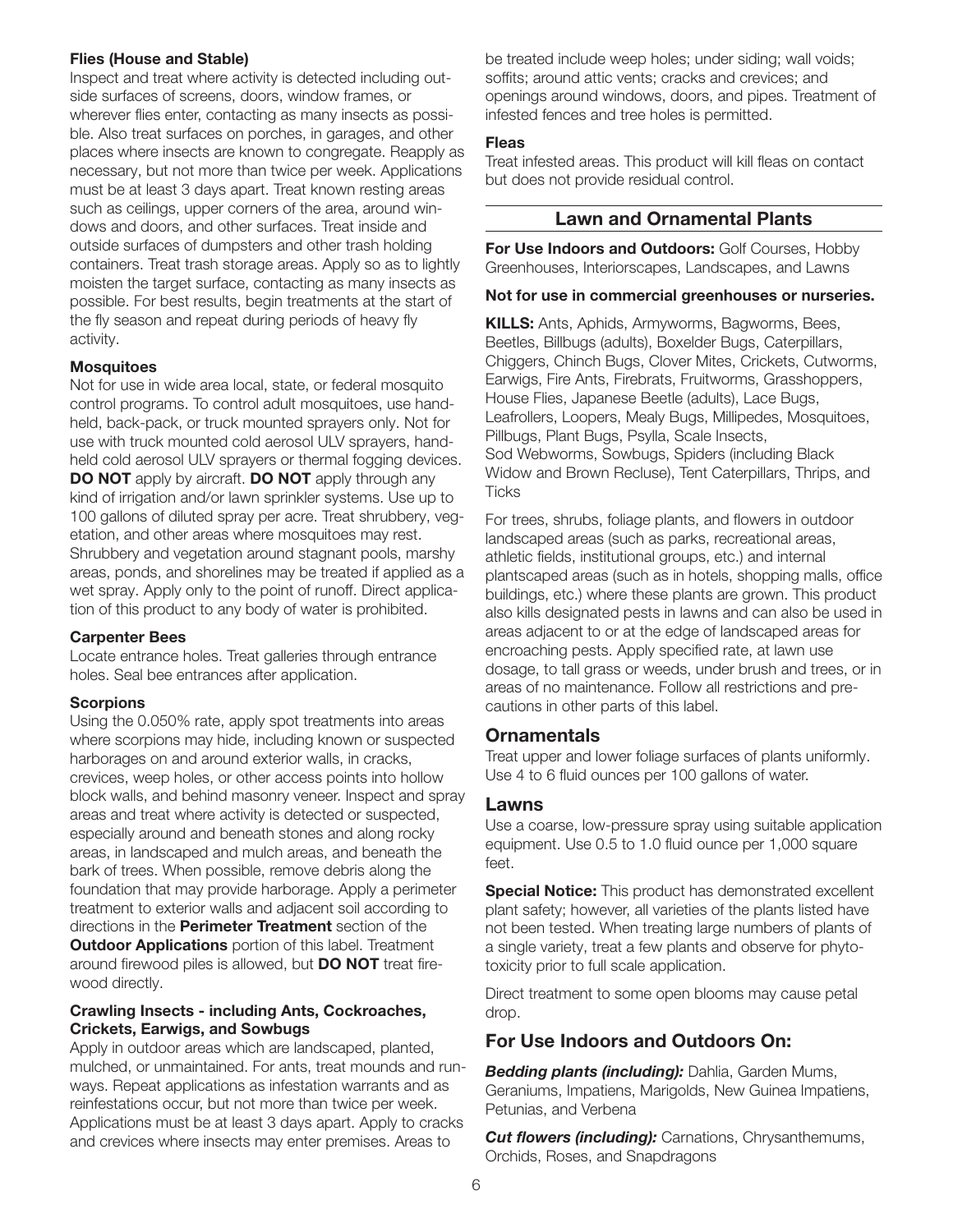**Flies (House and Stable)**
Inspect and treat where activity is detected including outside surfaces of screens, doors, window frames, or wherever flies enter, contacting as many insects as possible. Also treat surfaces on porches, in garages, and other places where insects are known to congregate. Reapply as necessary, but not more than twice per week. Applications must be at least 3 days apart. Treat known resting areas such as ceilings, upper corners of the area, around windows and doors, and other surfaces. Treat inside and outside surfaces of dumpsters and other trash holding containers. Treat trash storage areas. Apply so as to lightly moisten the target surface, contacting as many insects as possible. For best results, begin treatments at the start of the fly season and repeat during periods of heavy fly activity.

**Mosquitoes**
Not for use in wide area local, state, or federal mosquito control programs. To control adult mosquitoes, use hand-held, back-pack, or truck mounted sprayers only. Not for use with truck mounted cold aerosol ULV sprayers, hand-held cold aerosol ULV sprayers or thermal fogging devices. **DO NOT** apply by aircraft. **DO NOT** apply through any kind of irrigation and/or lawn sprinkler systems. Use up to 100 gallons of diluted spray per acre. Treat shrubbery, vegetation, and other areas where mosquitoes may rest. Shrubbery and vegetation around stagnant pools, marshy areas, ponds, and shorelines may be treated if applied as a wet spray. Apply only to the point of runoff. Direct application of this product to any body of water is prohibited.

**Carpenter Bees**
Locate entrance holes. Treat galleries through entrance holes. Seal bee entrances after application.

**Scorpions**
Using the 0.050% rate, apply spot treatments into areas where scorpions may hide, including known or suspected harborages on and around exterior walls, in cracks, crevices, weep holes, or other access points into hollow block walls, and behind masonry veneer. Inspect and spray areas and treat where activity is detected or suspected, especially around and beneath stones and along rocky areas, in landscaped and mulch areas, and beneath the bark of trees. When possible, remove debris along the foundation that may provide harborage. Apply a perimeter treatment to exterior walls and adjacent soil according to directions in the **Perimeter Treatment** section of the **Outdoor Applications** portion of this label. Treatment around firewood piles is allowed, but **DO NOT** treat firewood directly.

**Crawling Insects - including Ants, Cockroaches, Crickets, Earwigs, and Sowbugs**
Apply in outdoor areas which are landscaped, planted, mulched, or unmaintained. For ants, treat mounds and runways. Repeat applications as infestation warrants and as reinfestations occur, but not more than twice per week. Applications must be at least 3 days apart. Apply to cracks and crevices where insects may enter premises. Areas to be treated include weep holes; under siding; wall voids; soffits; around attic vents; cracks and crevices; and openings around windows, doors, and pipes. Treatment of infested fences and tree holes is permitted.

**Fleas**
Treat infested areas. This product will kill fleas on contact but does not provide residual control.

## Lawn and Ornamental Plants

**For Use Indoors and Outdoors:** Golf Courses, Hobby Greenhouses, Interiorscapes, Landscapes, and Lawns

**Not for use in commercial greenhouses or nurseries.**

**KILLS:** Ants, Aphids, Armyworms, Bagworms, Bees, Beetles, Billbugs (adults), Boxelder Bugs, Caterpillars, Chiggers, Chinch Bugs, Clover Mites, Crickets, Cutworms, Earwigs, Fire Ants, Firebrats, Fruitworms, Grasshoppers, House Flies, Japanese Beetle (adults), Lace Bugs, Leafrollers, Loopers, Mealy Bugs, Millipedes, Mosquitoes, Pillbugs, Plant Bugs, Psylla, Scale Insects, Sod Webworms, Sowbugs, Spiders (including Black Widow and Brown Recluse), Tent Caterpillars, Thrips, and Ticks

For trees, shrubs, foliage plants, and flowers in outdoor landscaped areas (such as parks, recreational areas, athletic fields, institutional groups, etc.) and internal plantscaped areas (such as in hotels, shopping malls, office buildings, etc.) where these plants are grown. This product also kills designated pests in lawns and can also be used in areas adjacent to or at the edge of landscaped areas for encroaching pests. Apply specified rate, at lawn use dosage, to tall grass or weeds, under brush and trees, or in areas of no maintenance. Follow all restrictions and precautions in other parts of this label.

### Ornamentals

Treat upper and lower foliage surfaces of plants uniformly. Use 4 to 6 fluid ounces per 100 gallons of water.

### Lawns

Use a coarse, low-pressure spray using suitable application equipment. Use 0.5 to 1.0 fluid ounce per 1,000 square feet.

**Special Notice:** This product has demonstrated excellent plant safety; however, all varieties of the plants listed have not been tested. When treating large numbers of plants of a single variety, treat a few plants and observe for phytotoxicity prior to full scale application.

Direct treatment to some open blooms may cause petal drop.

### For Use Indoors and Outdoors On:

***Bedding plants (including):*** Dahlia, Garden Mums, Geraniums, Impatiens, Marigolds, New Guinea Impatiens, Petunias, and Verbena

***Cut flowers (including):*** Carnations, Chrysanthemums, Orchids, Roses, and Snapdragons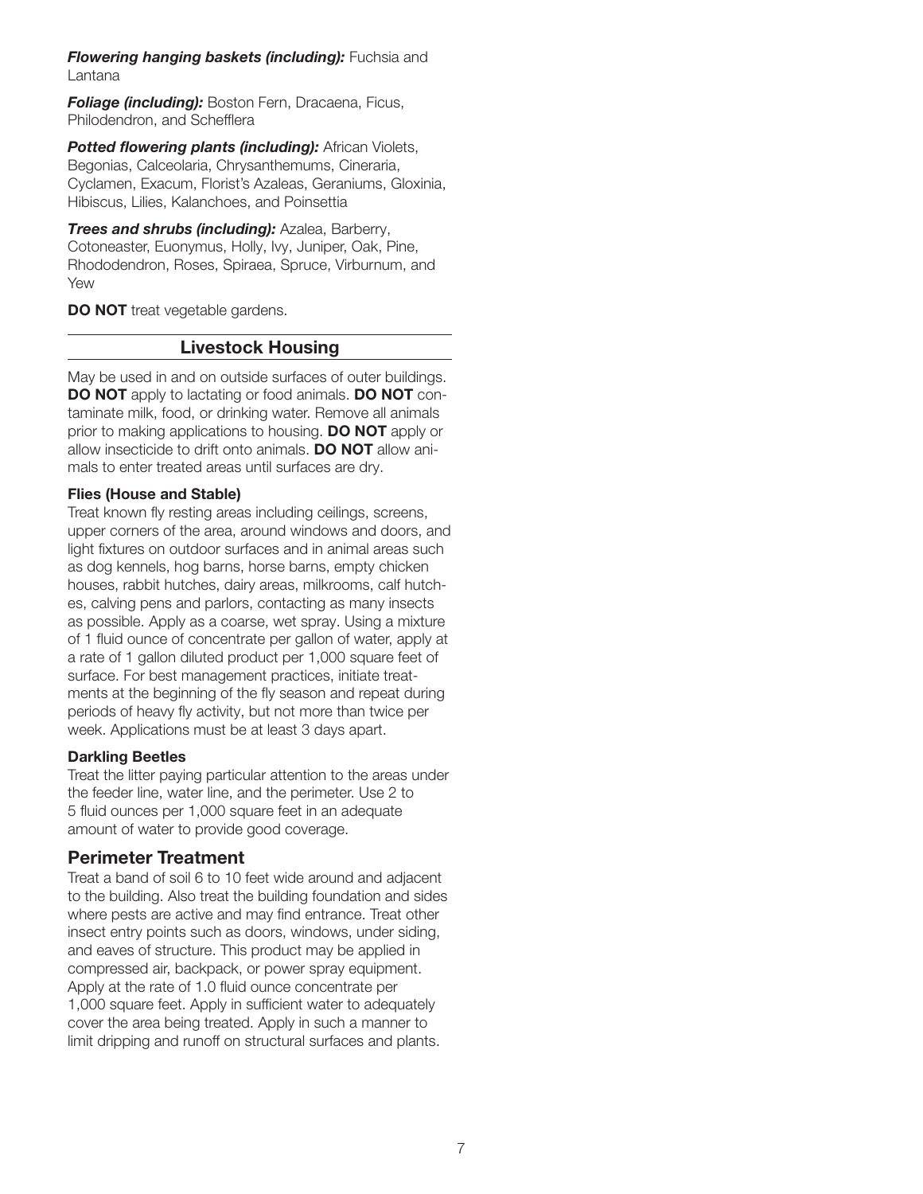***Flowering hanging baskets (including):*** Fuchsia and Lantana

***Foliage (including):*** Boston Fern, Dracaena, Ficus, Philodendron, and Schefflera

***Potted flowering plants (including):*** African Violets, Begonias, Calceolaria, Chrysanthemums, Cineraria, Cyclamen, Exacum, Florist's Azaleas, Geraniums, Gloxinia, Hibiscus, Lilies, Kalanchoes, and Poinsettia

***Trees and shrubs (including):*** Azalea, Barberry, Cotoneaster, Euonymus, Holly, Ivy, Juniper, Oak, Pine, Rhododendron, Roses, Spiraea, Spruce, Virburnum, and Yew

**DO NOT** treat vegetable gardens.

## Livestock Housing

May be used in and on outside surfaces of outer buildings. **DO NOT** apply to lactating or food animals. **DO NOT** contaminate milk, food, or drinking water. Remove all animals prior to making applications to housing. **DO NOT** apply or allow insecticide to drift onto animals. **DO NOT** allow animals to enter treated areas until surfaces are dry.

**Flies (House and Stable)**

Treat known fly resting areas including ceilings, screens, upper corners of the area, around windows and doors, and light fixtures on outdoor surfaces and in animal areas such as dog kennels, hog barns, horse barns, empty chicken houses, rabbit hutches, dairy areas, milkrooms, calf hutches, calving pens and parlors, contacting as many insects as possible. Apply as a coarse, wet spray. Using a mixture of 1 fluid ounce of concentrate per gallon of water, apply at a rate of 1 gallon diluted product per 1,000 square feet of surface. For best management practices, initiate treatments at the beginning of the fly season and repeat during periods of heavy fly activity, but not more than twice per week. Applications must be at least 3 days apart.

**Darkling Beetles**

Treat the litter paying particular attention to the areas under the feeder line, water line, and the perimeter. Use 2 to 5 fluid ounces per 1,000 square feet in an adequate amount of water to provide good coverage.

## Perimeter Treatment

Treat a band of soil 6 to 10 feet wide around and adjacent to the building. Also treat the building foundation and sides where pests are active and may find entrance. Treat other insect entry points such as doors, windows, under siding, and eaves of structure. This product may be applied in compressed air, backpack, or power spray equipment. Apply at the rate of 1.0 fluid ounce concentrate per 1,000 square feet. Apply in sufficient water to adequately cover the area being treated. Apply in such a manner to limit dripping and runoff on structural surfaces and plants.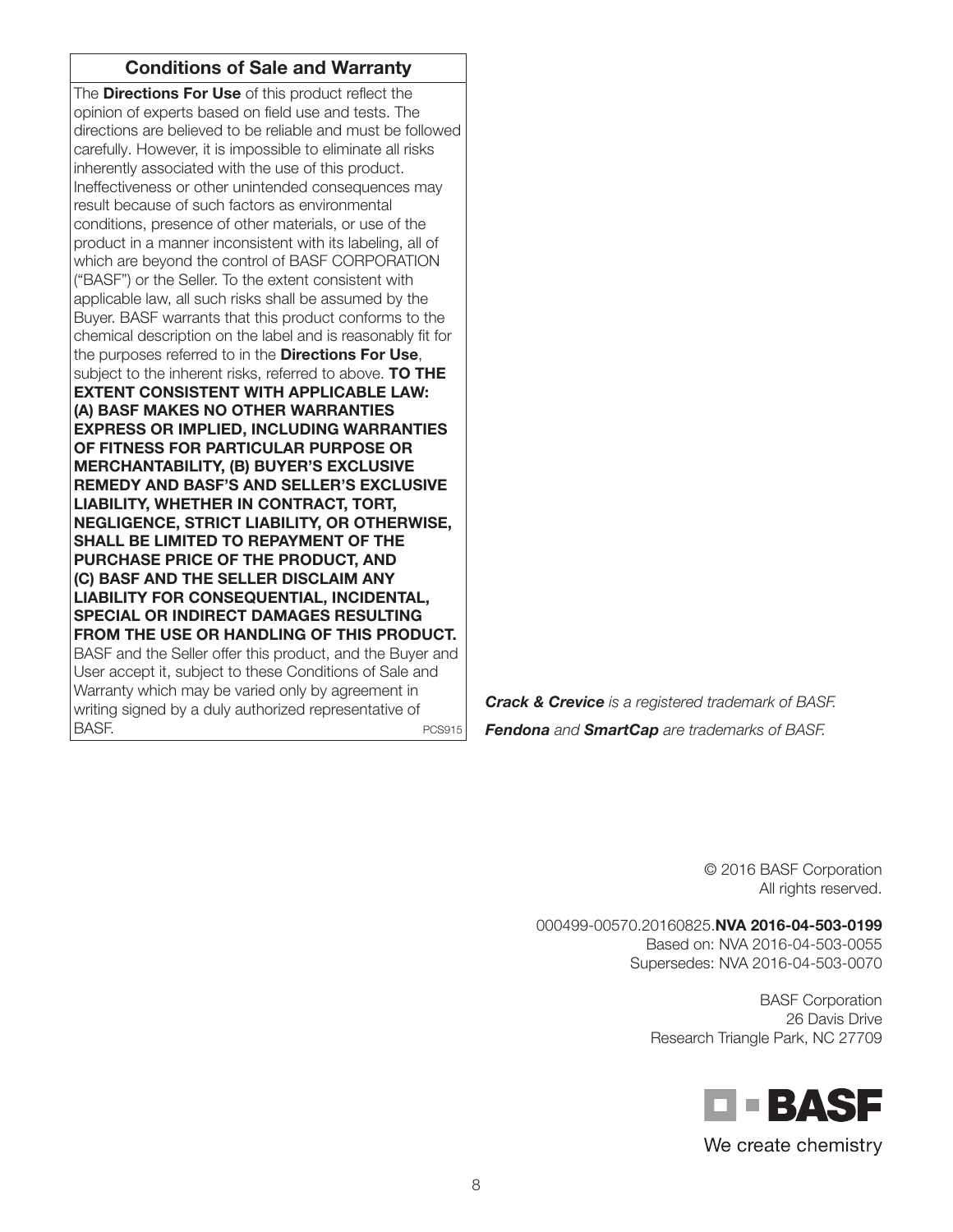## Conditions of Sale and Warranty

The **Directions For Use** of this product reflect the opinion of experts based on field use and tests. The directions are believed to be reliable and must be followed carefully. However, it is impossible to eliminate all risks inherently associated with the use of this product. Ineffectiveness or other unintended consequences may result because of such factors as environmental conditions, presence of other materials, or use of the product in a manner inconsistent with its labeling, all of which are beyond the control of BASF CORPORATION ("BASF") or the Seller. To the extent consistent with applicable law, all such risks shall be assumed by the Buyer. BASF warrants that this product conforms to the chemical description on the label and is reasonably fit for the purposes referred to in the **Directions For Use**, subject to the inherent risks, referred to above. **TO THE EXTENT CONSISTENT WITH APPLICABLE LAW: (A) BASF MAKES NO OTHER WARRANTIES EXPRESS OR IMPLIED, INCLUDING WARRANTIES OF FITNESS FOR PARTICULAR PURPOSE OR MERCHANTABILITY, (B) BUYER'S EXCLUSIVE REMEDY AND BASF'S AND SELLER'S EXCLUSIVE LIABILITY, WHETHER IN CONTRACT, TORT, NEGLIGENCE, STRICT LIABILITY, OR OTHERWISE, SHALL BE LIMITED TO REPAYMENT OF THE PURCHASE PRICE OF THE PRODUCT, AND (C) BASF AND THE SELLER DISCLAIM ANY LIABILITY FOR CONSEQUENTIAL, INCIDENTAL, SPECIAL OR INDIRECT DAMAGES RESULTING FROM THE USE OR HANDLING OF THIS PRODUCT.** BASF and the Seller offer this product, and the Buyer and User accept it, subject to these Conditions of Sale and Warranty which may be varied only by agreement in writing signed by a duly authorized representative of BASF. PCS915

***Crack & Crevice*** *is a registered trademark of BASF.*

***Fendona*** *and* ***SmartCap*** *are trademarks of BASF.*

© 2016 BASF Corporation
All rights reserved.

000499-00570.20160825.**NVA 2016-04-503-0199**
Based on: NVA 2016-04-503-0055
Supersedes: NVA 2016-04-503-0070

BASF Corporation
26 Davis Drive
Research Triangle Park, NC 27709

BASF
We create chemistry